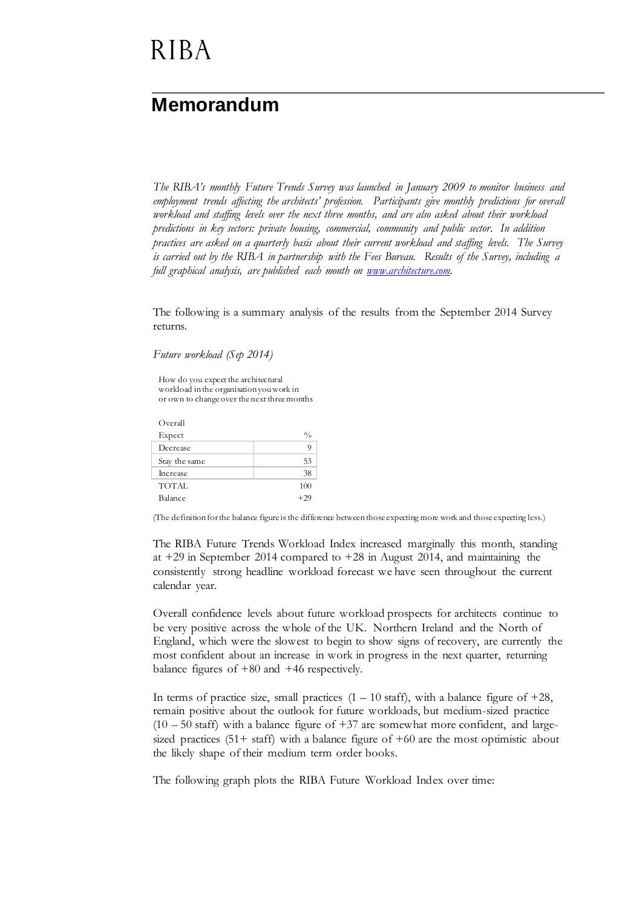RIBA

# Memorandum

*The RIBA's monthly Future Trends Survey was launched in January 2009 to monitor business and employment trends affecting the architects' profession. Participants give monthly predictions for overall workload and staffing levels over the next three months, and are also asked about their workload predictions in key sectors: private housing, commercial, community and public sector. In addition practices are asked on a quarterly basis about their current workload and staffing levels. The Survey is carried out by the RIBA in partnership with the Fees Bureau. Results of the Survey, including a full graphical analysis, are published each month on [www.architecture.com](www.architecture.com).*

The following is a summary analysis of the results from the September 2014 Survey returns.

*Future workload (Sep 2014)*

How do you expect the architectural workload in the organisation you work in or own to change over the next three months

| Overall Expect | % |
|---|---|
| Decrease | 9 |
| Stay the same | 53 |
| Increase | 38 |
| TOTAL | 100 |
| Balance | +29 |

(The definition for the balance figure is the difference between those expecting more work and those expecting less.)

The RIBA Future Trends Workload Index increased marginally this month, standing at +29 in September 2014 compared to +28 in August 2014, and maintaining the consistently strong headline workload forecast we have seen throughout the current calendar year.

Overall confidence levels about future workload prospects for architects continue to be very positive across the whole of the UK. Northern Ireland and the North of England, which were the slowest to begin to show signs of recovery, are currently the most confident about an increase in work in progress in the next quarter, returning balance figures of +80 and +46 respectively.

In terms of practice size, small practices (1 – 10 staff), with a balance figure of +28, remain positive about the outlook for future workloads, but medium-sized practice (10 – 50 staff) with a balance figure of +37 are somewhat more confident, and large-sized practices (51+ staff) with a balance figure of +60 are the most optimistic about the likely shape of their medium term order books.

The following graph plots the RIBA Future Workload Index over time: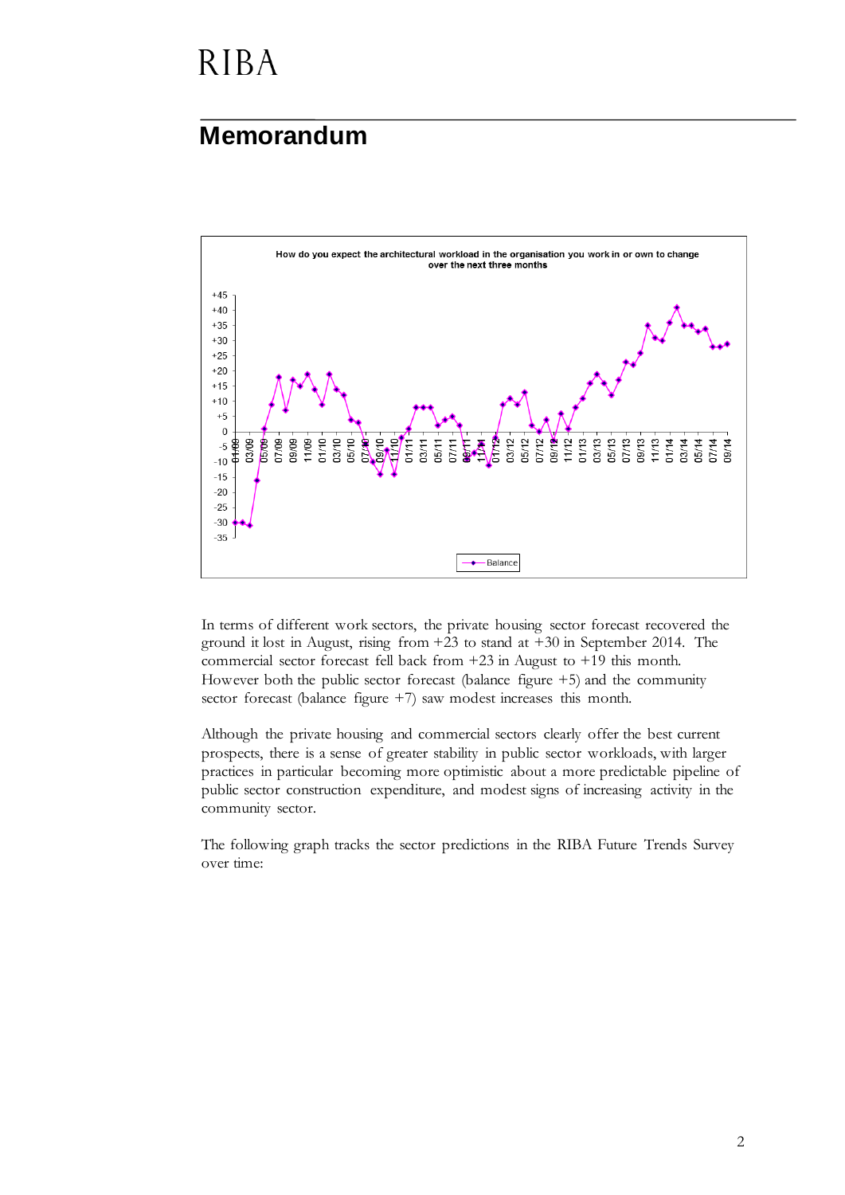# Memorandum

How do you expect the architectural workload in the organisation you work in or own to change over the next three months

In terms of different work sectors, the private housing sector forecast recovered the ground it lost in August, rising from +23 to stand at +30 in September 2014. The commercial sector forecast fell back from +23 in August to +19 this month. However both the public sector forecast (balance figure +5) and the community sector forecast (balance figure +7) saw modest increases this month.

Although the private housing and commercial sectors clearly offer the best current prospects, there is a sense of greater stability in public sector workloads, with larger practices in particular becoming more optimistic about a more predictable pipeline of public sector construction expenditure, and modest signs of increasing activity in the community sector.

The following graph tracks the sector predictions in the RIBA Future Trends Survey over time: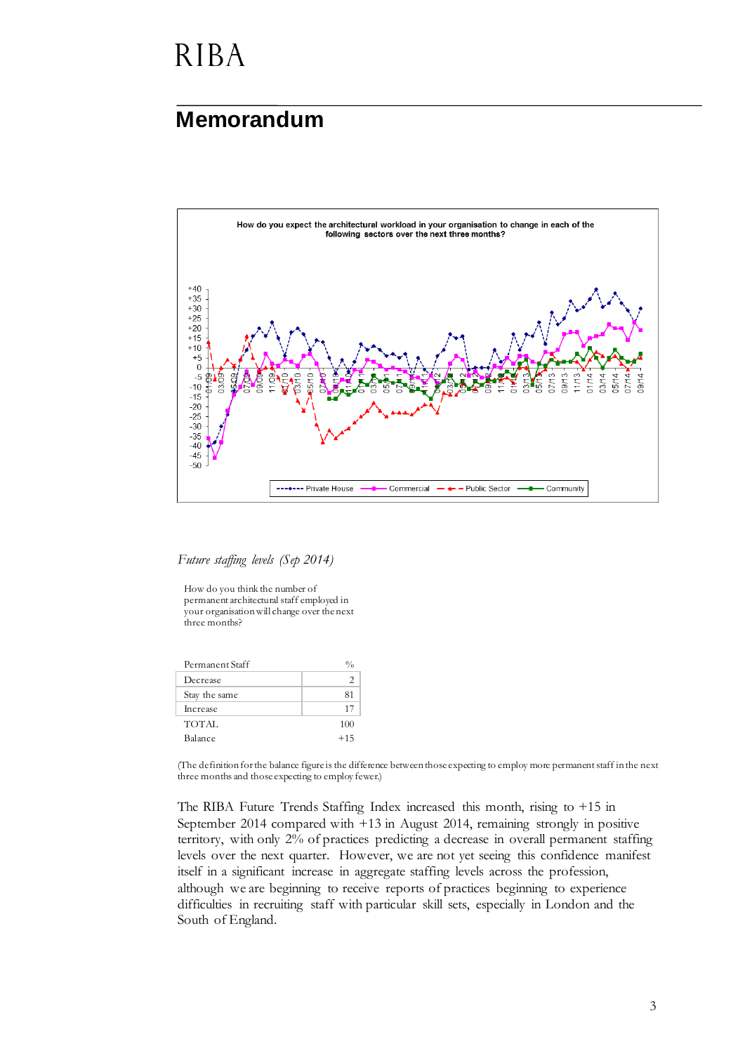# Memorandum

How do you expect the architectural workload in your organisation to change in each of the following sectors over the next three months?

*Future staffing levels (Sep 2014)*

How do you think the number of permanent architectural staff employed in your organisation will change over the next three months?

| Permanent Staff | % |
|---|---|
| Decrease | 2 |
| Stay the same | 81 |
| Increase | 17 |
| TOTAL | 100 |
| Balance | +15 |

(The definition for the balance figure is the difference between those expecting to employ more permanent staff in the next three months and those expecting to employ fewer.)

The RIBA Future Trends Staffing Index increased this month, rising to +15 in September 2014 compared with +13 in August 2014, remaining strongly in positive territory, with only 2% of practices predicting a decrease in overall permanent staffing levels over the next quarter. However, we are not yet seeing this confidence manifest itself in a significant increase in aggregate staffing levels across the profession, although we are beginning to receive reports of practices beginning to experience difficulties in recruiting staff with particular skill sets, especially in London and the South of England.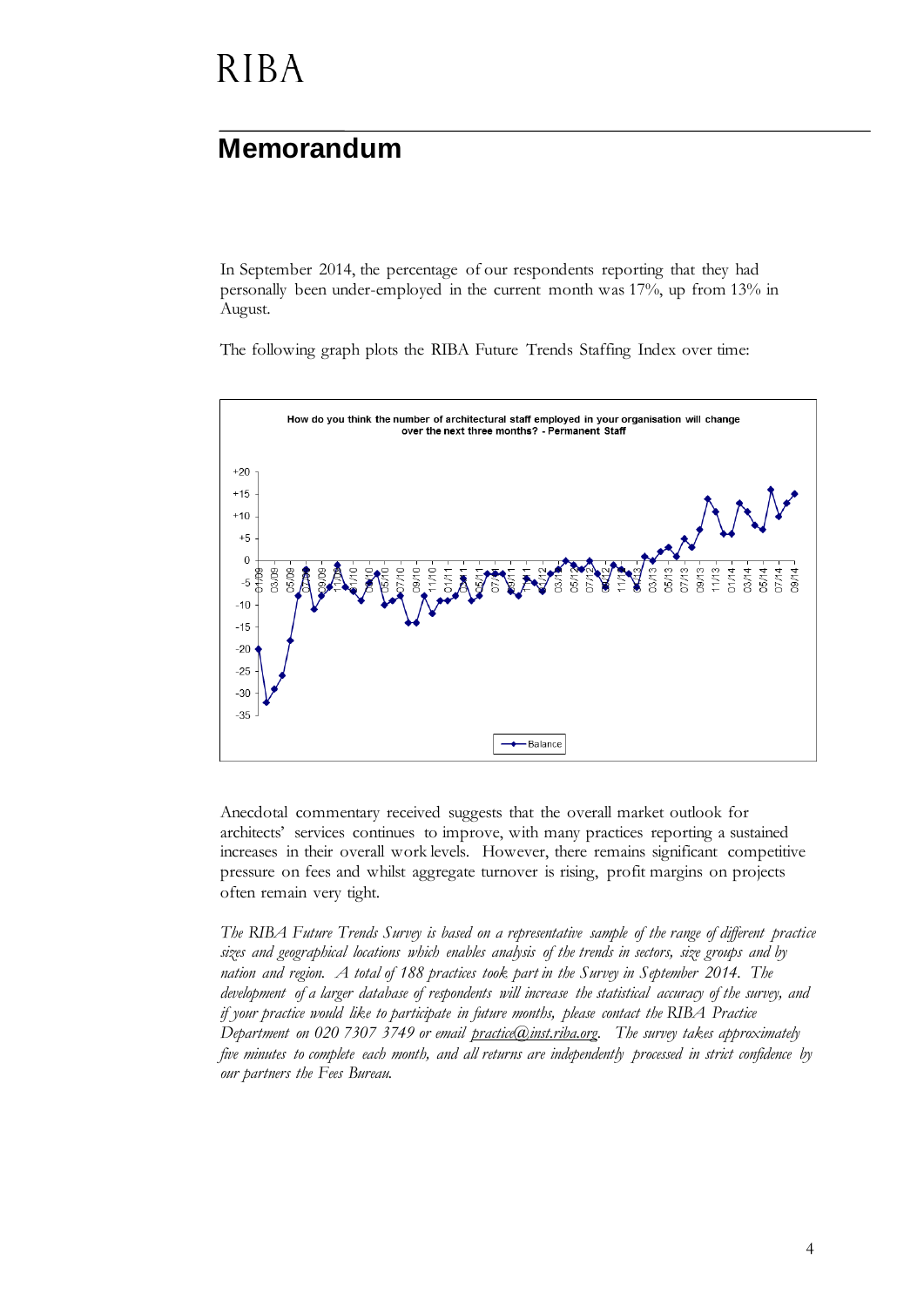RIBA

# Memorandum

In September 2014, the percentage of our respondents reporting that they had personally been under-employed in the current month was 17%, up from 13% in August.

The following graph plots the RIBA Future Trends Staffing Index over time:

How do you think the number of architectural staff employed in your organisation will change over the next three months? - Permanent Staff

+20
+15
+10
+5
0
-5
-10
-15
-20
-25
-30
-35

01/09 03/09 05/09 07/09 09/09 11/09 01/10 03/10 05/10 07/10 09/10 11/10 01/11 03/11 05/11 07/11 09/11 11/11 01/12 03/12 05/12 07/12 09/12 11/12 01/13 03/13 05/13 07/13 09/13 11/13 01/14 03/14 05/14 07/14 09/14

Balance

Anecdotal commentary received suggests that the overall market outlook for architects' services continues to improve, with many practices reporting a sustained increases in their overall work levels. However, there remains significant competitive pressure on fees and whilst aggregate turnover is rising, profit margins on projects often remain very tight.

*The RIBA Future Trends Survey is based on a representative sample of the range of different practice sizes and geographical locations which enables analysis of the trends in sectors, size groups and by nation and region. A total of 188 practices took part in the Survey in September 2014. The development of a larger database of respondents will increase the statistical accuracy of the survey, and if your practice would like to participate in future months, please contact the RIBA Practice Department on 020 7307 3749 or email practice@inst.riba.org. The survey takes approximately five minutes to complete each month, and all returns are independently processed in strict confidence by our partners the Fees Bureau.*